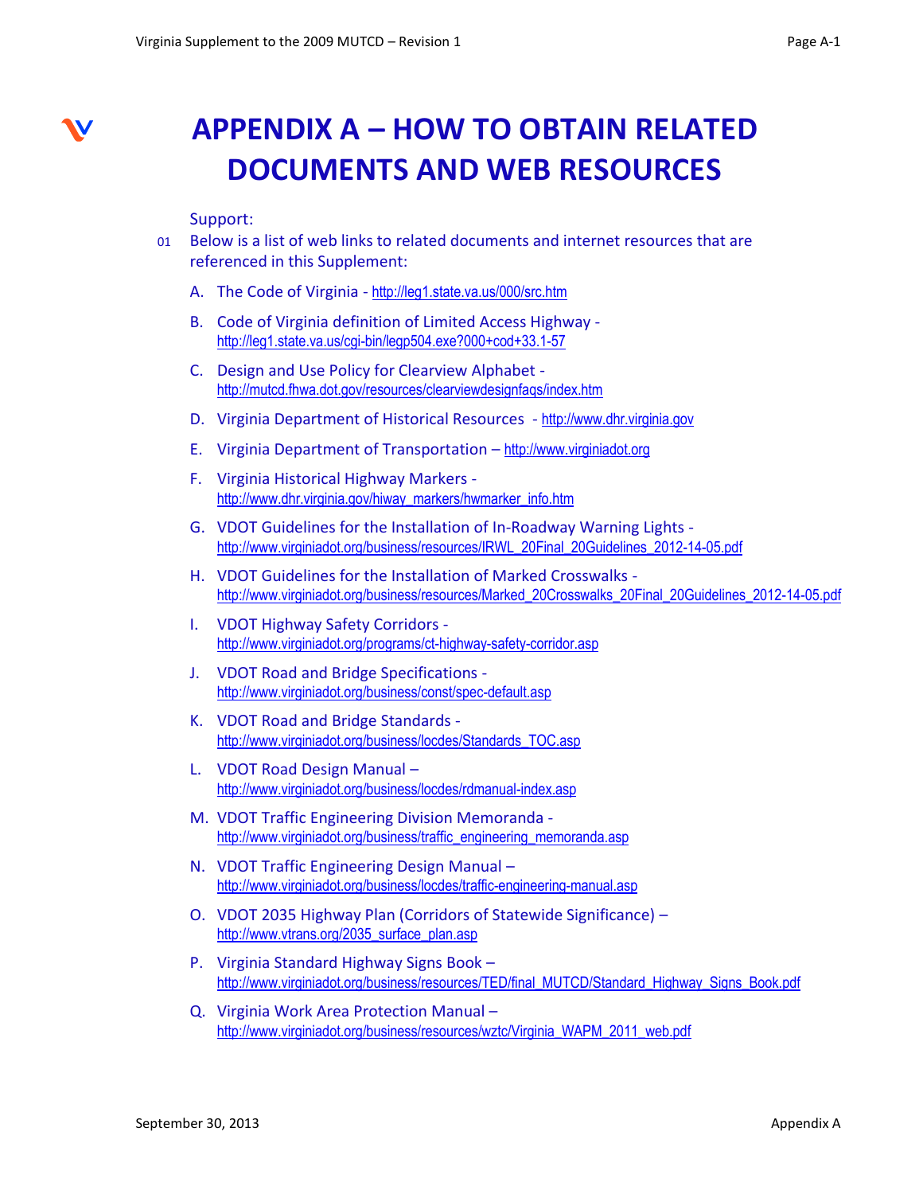# APPENDIX A – HOW TO OBTAIN RELATED DOCUMENTS AND WEB RESOURCES

Support:

01 Below is a list of web links to related documents and internet resources that are referenced in this Supplement:

A. The Code of Virginia - http://leg1.state.va.us/000/src.htm

B. Code of Virginia definition of Limited Access Highway - http://leg1.state.va.us/cgi-bin/legp504.exe?000+cod+33.1-57

C. Design and Use Policy for Clearview Alphabet - http://mutcd.fhwa.dot.gov/resources/clearviewdesignfaqs/index.htm

D. Virginia Department of Historical Resources - http://www.dhr.virginia.gov

E. Virginia Department of Transportation – http://www.virginiadot.org

F. Virginia Historical Highway Markers - http://www.dhr.virginia.gov/hiway_markers/hwmarker_info.htm

G. VDOT Guidelines for the Installation of In-Roadway Warning Lights - http://www.virginiadot.org/business/resources/IRWL_20Final_20Guidelines_2012-14-05.pdf

H. VDOT Guidelines for the Installation of Marked Crosswalks - http://www.virginiadot.org/business/resources/Marked_20Crosswalks_20Final_20Guidelines_2012-14-05.pdf

I. VDOT Highway Safety Corridors - http://www.virginiadot.org/programs/ct-highway-safety-corridor.asp

J. VDOT Road and Bridge Specifications - http://www.virginiadot.org/business/const/spec-default.asp

K. VDOT Road and Bridge Standards - http://www.virginiadot.org/business/locdes/Standards_TOC.asp

L. VDOT Road Design Manual – http://www.virginiadot.org/business/locdes/rdmanual-index.asp

M. VDOT Traffic Engineering Division Memoranda - http://www.virginiadot.org/business/traffic_engineering_memoranda.asp

N. VDOT Traffic Engineering Design Manual – http://www.virginiadot.org/business/locdes/traffic-engineering-manual.asp

O. VDOT 2035 Highway Plan (Corridors of Statewide Significance) – http://www.vtrans.org/2035_surface_plan.asp

P. Virginia Standard Highway Signs Book – http://www.virginiadot.org/business/resources/TED/final_MUTCD/Standard_Highway_Signs_Book.pdf

Q. Virginia Work Area Protection Manual – http://www.virginiadot.org/business/resources/wztc/Virginia_WAPM_2011_web.pdf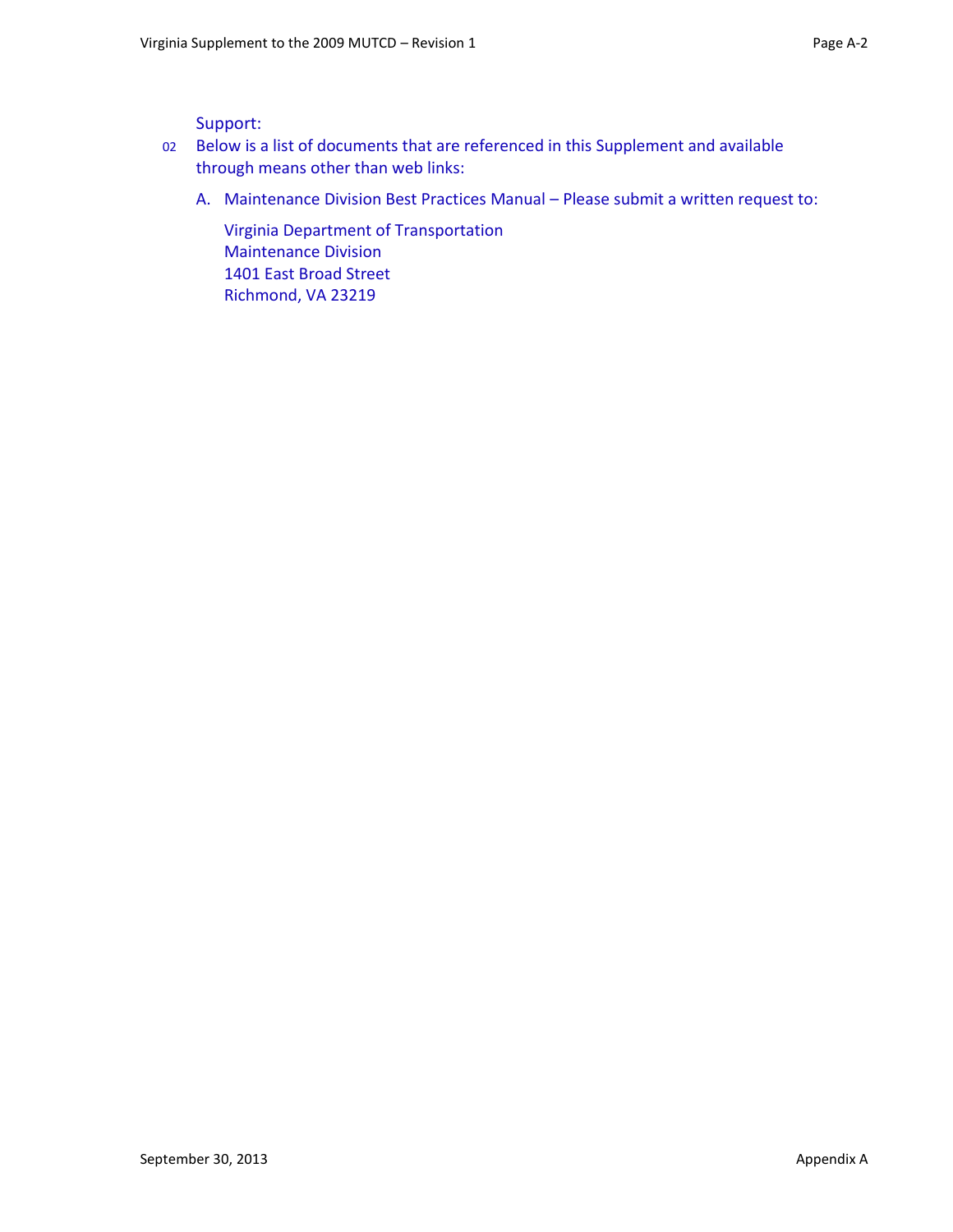Support:

02 Below is a list of documents that are referenced in this Supplement and available through means other than web links:

A. Maintenance Division Best Practices Manual – Please submit a written request to:

Virginia Department of Transportation
Maintenance Division
1401 East Broad Street
Richmond, VA 23219